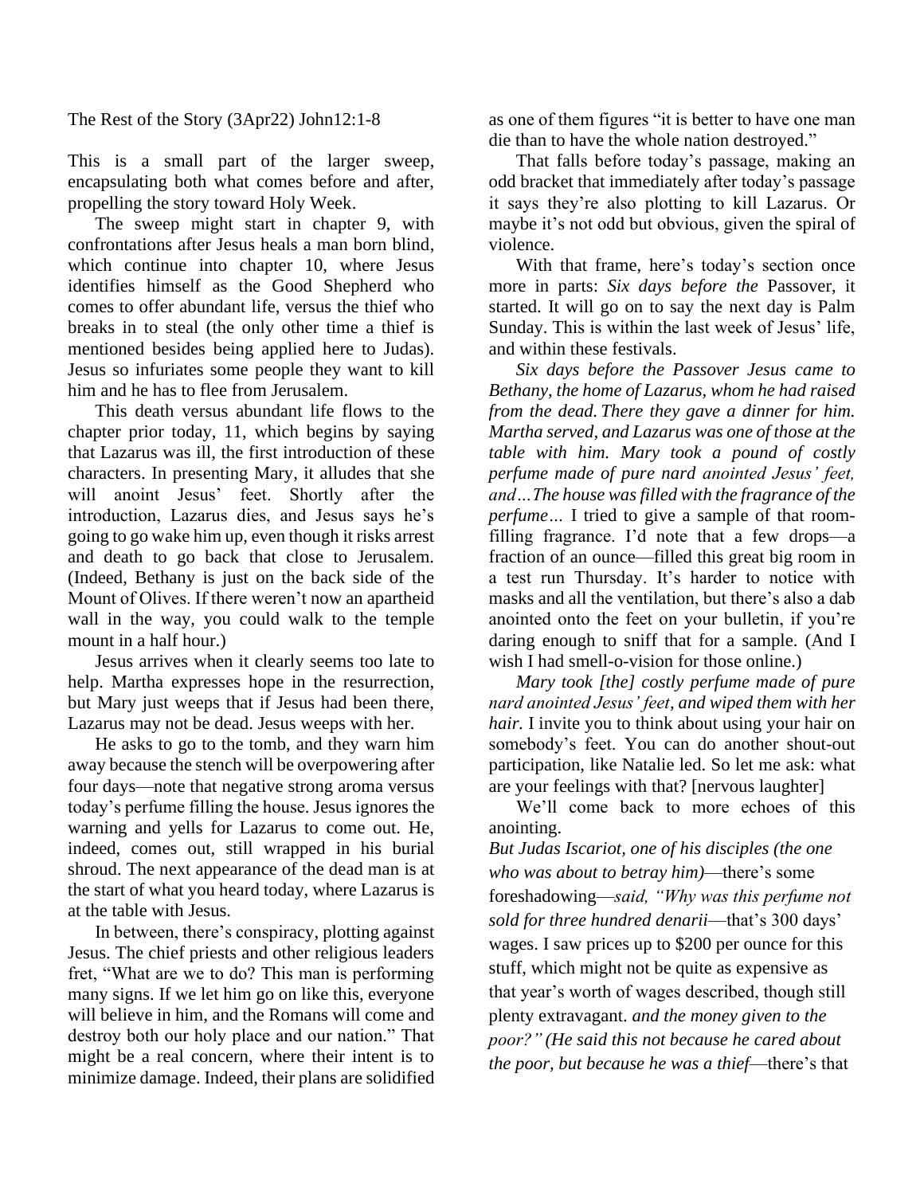The Rest of the Story (3Apr22) John12:1-8

This is a small part of the larger sweep, encapsulating both what comes before and after, propelling the story toward Holy Week.

The sweep might start in chapter 9, with confrontations after Jesus heals a man born blind, which continue into chapter 10, where Jesus identifies himself as the Good Shepherd who comes to offer abundant life, versus the thief who breaks in to steal (the only other time a thief is mentioned besides being applied here to Judas). Jesus so infuriates some people they want to kill him and he has to flee from Jerusalem.

This death versus abundant life flows to the chapter prior today, 11, which begins by saying that Lazarus was ill, the first introduction of these characters. In presenting Mary, it alludes that she will anoint Jesus' feet. Shortly after the introduction, Lazarus dies, and Jesus says he's going to go wake him up, even though it risks arrest and death to go back that close to Jerusalem. (Indeed, Bethany is just on the back side of the Mount of Olives. If there weren't now an apartheid wall in the way, you could walk to the temple mount in a half hour.)

Jesus arrives when it clearly seems too late to help. Martha expresses hope in the resurrection, but Mary just weeps that if Jesus had been there, Lazarus may not be dead. Jesus weeps with her.

He asks to go to the tomb, and they warn him away because the stench will be overpowering after four days—note that negative strong aroma versus today's perfume filling the house. Jesus ignores the warning and yells for Lazarus to come out. He, indeed, comes out, still wrapped in his burial shroud. The next appearance of the dead man is at the start of what you heard today, where Lazarus is at the table with Jesus.

In between, there's conspiracy, plotting against Jesus. The chief priests and other religious leaders fret, "What are we to do? This man is performing many signs. If we let him go on like this, everyone will believe in him, and the Romans will come and destroy both our holy place and our nation." That might be a real concern, where their intent is to minimize damage. Indeed, their plans are solidified as one of them figures "it is better to have one man die than to have the whole nation destroyed."

That falls before today's passage, making an odd bracket that immediately after today's passage it says they're also plotting to kill Lazarus. Or maybe it's not odd but obvious, given the spiral of violence.

With that frame, here's today's section once more in parts: *Six days before the* Passover, it started. It will go on to say the next day is Palm Sunday. This is within the last week of Jesus' life, and within these festivals.

*Six days before the Passover Jesus came to Bethany, the home of Lazarus, whom he had raised from the dead. There they gave a dinner for him. Martha served, and Lazarus was one of those at the table with him. Mary took a pound of costly perfume made of pure nard anointed Jesus' feet, and…The house was filled with the fragrance of the perfume…* I tried to give a sample of that room-filling fragrance. I'd note that a few drops—a fraction of an ounce—filled this great big room in a test run Thursday. It's harder to notice with masks and all the ventilation, but there's also a dab anointed onto the feet on your bulletin, if you're daring enough to sniff that for a sample. (And I wish I had smell-o-vision for those online.)

*Mary took [the] costly perfume made of pure nard anointed Jesus' feet, and wiped them with her hair.* I invite you to think about using your hair on somebody's feet. You can do another shout-out participation, like Natalie led. So let me ask: what are your feelings with that? [nervous laughter]

We'll come back to more echoes of this anointing.

*But Judas Iscariot, one of his disciples (the one who was about to betray him)*—there's some foreshadowing—*said, "Why was this perfume not sold for three hundred denarii*—that's 300 days' wages. I saw prices up to $200 per ounce for this stuff, which might not be quite as expensive as that year's worth of wages described, though still plenty extravagant. *and the money given to the poor?" (He said this not because he cared about the poor, but because he was a thief*—there's that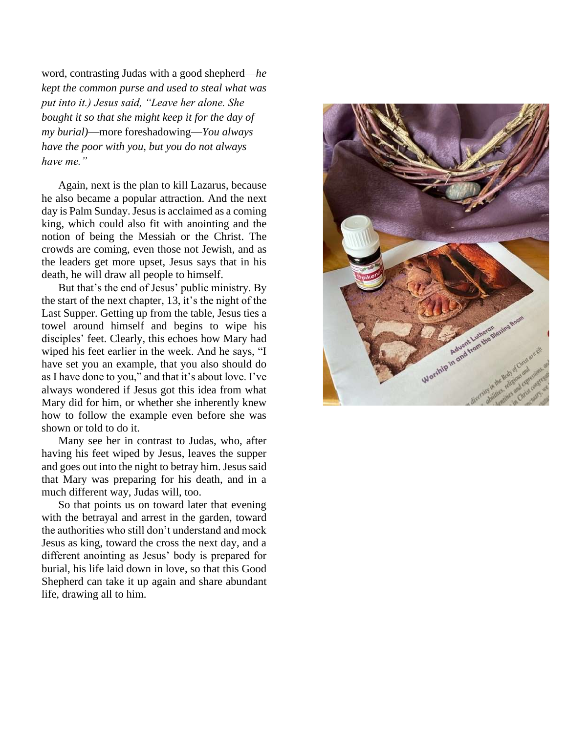word, contrasting Judas with a good shepherd—*he kept the common purse and used to steal what was put into it.) Jesus said, "Leave her alone. She bought it so that she might keep it for the day of my burial)*—more foreshadowing—*You always have the poor with you, but you do not always have me."*

Again, next is the plan to kill Lazarus, because he also became a popular attraction. And the next day is Palm Sunday. Jesus is acclaimed as a coming king, which could also fit with anointing and the notion of being the Messiah or the Christ. The crowds are coming, even those not Jewish, and as the leaders get more upset, Jesus says that in his death, he will draw all people to himself.

But that's the end of Jesus' public ministry. By the start of the next chapter, 13, it's the night of the Last Supper. Getting up from the table, Jesus ties a towel around himself and begins to wipe his disciples' feet. Clearly, this echoes how Mary had wiped his feet earlier in the week. And he says, "I have set you an example, that you also should do as I have done to you," and that it's about love. I've always wondered if Jesus got this idea from what Mary did for him, or whether she inherently knew how to follow the example even before she was shown or told to do it.

Many see her in contrast to Judas, who, after having his feet wiped by Jesus, leaves the supper and goes out into the night to betray him. Jesus said that Mary was preparing for his death, and in a much different way, Judas will, too.

So that points us on toward later that evening with the betrayal and arrest in the garden, toward the authorities who still don't understand and mock Jesus as king, toward the cross the next day, and a different anointing as Jesus' body is prepared for burial, his life laid down in love, so that this Good Shepherd can take it up again and share abundant life, drawing all to him.